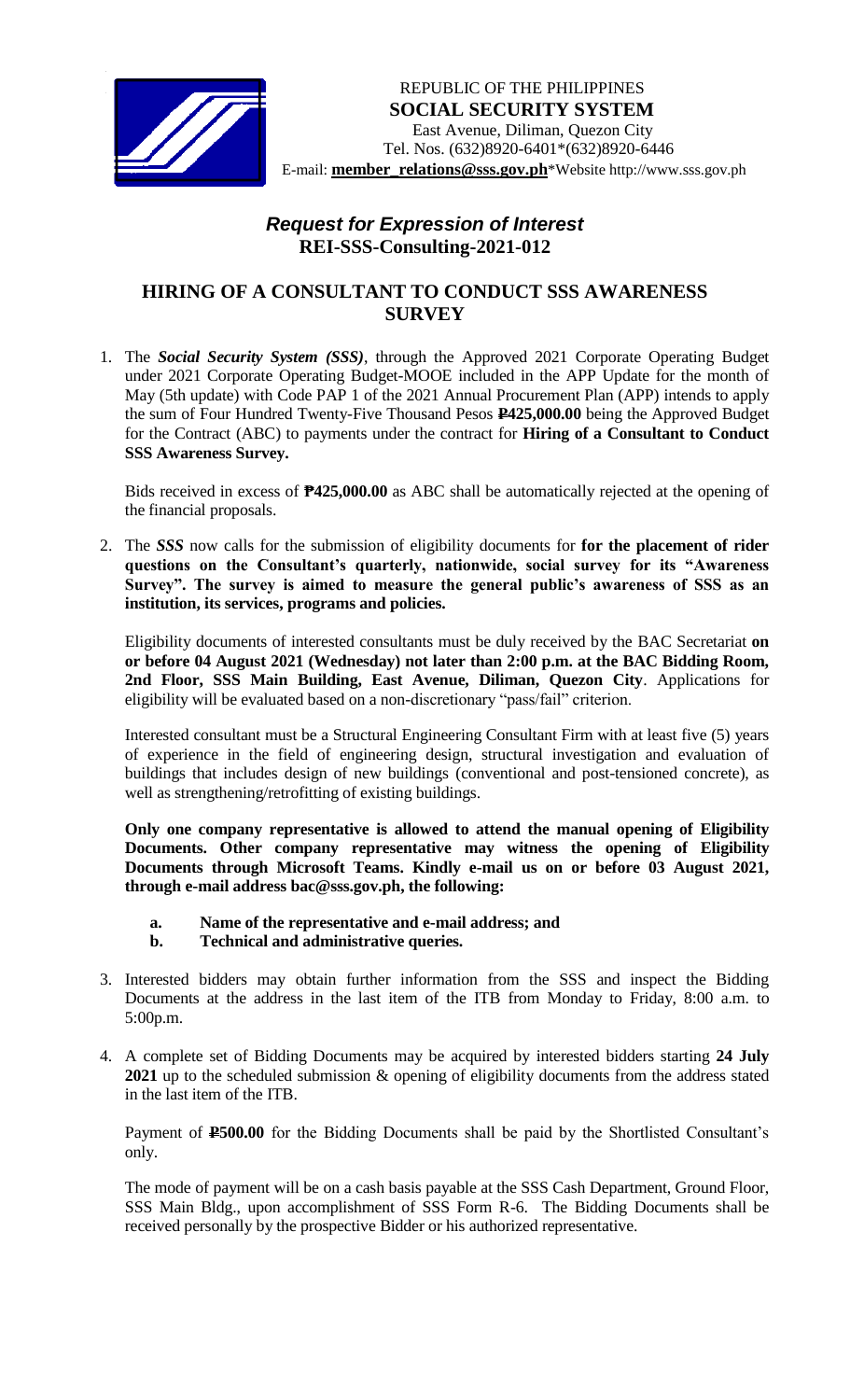REPUBLIC OF THE PHILIPPINES
**SOCIAL SECURITY SYSTEM**
East Avenue, Diliman, Quezon City
Tel. Nos. (632)8920-6401*(632)8920-6446
E-mail: **member_relations@sss.gov.ph***Website http://www.sss.gov.ph

## *Request for Expression of Interest*
## REI-SSS-Consulting-2021-012

## HIRING OF A CONSULTANT TO CONDUCT SSS AWARENESS SURVEY

1. The ***Social Security System (SSS)***, through the Approved 2021 Corporate Operating Budget under 2021 Corporate Operating Budget-MOOE included in the APP Update for the month of May (5th update) with Code PAP 1 of the 2021 Annual Procurement Plan (APP) intends to apply the sum of Four Hundred Twenty-Five Thousand Pesos **₱425,000.00** being the Approved Budget for the Contract (ABC) to payments under the contract for **Hiring of a Consultant to Conduct SSS Awareness Survey.**

   Bids received in excess of **₱425,000.00** as ABC shall be automatically rejected at the opening of the financial proposals.

2. The ***SSS*** now calls for the submission of eligibility documents for **for the placement of rider questions on the Consultant's quarterly, nationwide, social survey for its "Awareness Survey". The survey is aimed to measure the general public's awareness of SSS as an institution, its services, programs and policies.**

   Eligibility documents of interested consultants must be duly received by the BAC Secretariat **on or before 04 August 2021 (Wednesday) not later than 2:00 p.m. at the BAC Bidding Room, 2nd Floor, SSS Main Building, East Avenue, Diliman, Quezon City**. Applications for eligibility will be evaluated based on a non-discretionary "pass/fail" criterion.

   Interested consultant must be a Structural Engineering Consultant Firm with at least five (5) years of experience in the field of engineering design, structural investigation and evaluation of buildings that includes design of new buildings (conventional and post-tensioned concrete), as well as strengthening/retrofitting of existing buildings.

   **Only one company representative is allowed to attend the manual opening of Eligibility Documents. Other company representative may witness the opening of Eligibility Documents through Microsoft Teams. Kindly e-mail us on or before 03 August 2021, through e-mail address bac@sss.gov.ph, the following:**

   **a. Name of the representative and e-mail address; and**
   **b. Technical and administrative queries.**

3. Interested bidders may obtain further information from the SSS and inspect the Bidding Documents at the address in the last item of the ITB from Monday to Friday, 8:00 a.m. to 5:00p.m.

4. A complete set of Bidding Documents may be acquired by interested bidders starting **24 July 2021** up to the scheduled submission & opening of eligibility documents from the address stated in the last item of the ITB.

   Payment of **₱500.00** for the Bidding Documents shall be paid by the Shortlisted Consultant's only.

   The mode of payment will be on a cash basis payable at the SSS Cash Department, Ground Floor, SSS Main Bldg., upon accomplishment of SSS Form R-6. The Bidding Documents shall be received personally by the prospective Bidder or his authorized representative.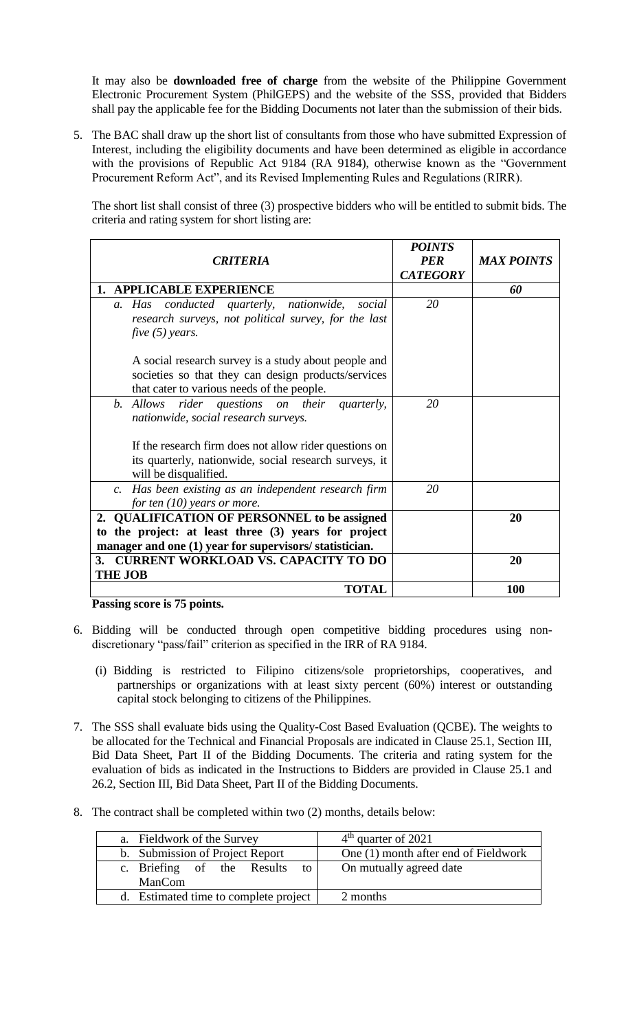It may also be **downloaded free of charge** from the website of the Philippine Government Electronic Procurement System (PhilGEPS) and the website of the SSS, provided that Bidders shall pay the applicable fee for the Bidding Documents not later than the submission of their bids.

5. The BAC shall draw up the short list of consultants from those who have submitted Expression of Interest, including the eligibility documents and have been determined as eligible in accordance with the provisions of Republic Act 9184 (RA 9184), otherwise known as the "Government Procurement Reform Act", and its Revised Implementing Rules and Regulations (RIRR).

   The short list shall consist of three (3) prospective bidders who will be entitled to submit bids. The criteria and rating system for short listing are:

| ***CRITERIA*** | ***POINTS PER CATEGORY*** | ***MAX POINTS*** |
|---|---|---|
| **1. APPLICABLE EXPERIENCE** | | ***60*** |
| *a. Has conducted quarterly, nationwide, social research surveys, not political survey, for the last five (5) years.*<br><br>A social research survey is a study about people and societies so that they can design products/services that cater to various needs of the people. | *20* | |
| *b. Allows rider questions on their quarterly, nationwide, social research surveys.*<br><br>If the research firm does not allow rider questions on its quarterly, nationwide, social research surveys, it will be disqualified. | *20* | |
| *c. Has been existing as an independent research firm for ten (10) years or more.* | *20* | |
| **2. QUALIFICATION OF PERSONNEL to be assigned to the project: at least three (3) years for project manager and one (1) year for supervisors/ statistician.** | | **20** |
| **3. CURRENT WORKLOAD VS. CAPACITY TO DO THE JOB** | | **20** |
| **TOTAL** | | **100** |

**Passing score is 75 points.**

6. Bidding will be conducted through open competitive bidding procedures using non-discretionary "pass/fail" criterion as specified in the IRR of RA 9184.

   (i) Bidding is restricted to Filipino citizens/sole proprietorships, cooperatives, and partnerships or organizations with at least sixty percent (60%) interest or outstanding capital stock belonging to citizens of the Philippines.

7. The SSS shall evaluate bids using the Quality-Cost Based Evaluation (QCBE). The weights to be allocated for the Technical and Financial Proposals are indicated in Clause 25.1, Section III, Bid Data Sheet, Part II of the Bidding Documents. The criteria and rating system for the evaluation of bids as indicated in the Instructions to Bidders are provided in Clause 25.1 and 26.2, Section III, Bid Data Sheet, Part II of the Bidding Documents.

8. The contract shall be completed within two (2) months, details below:

| | |
|---|---|
| a. Fieldwork of the Survey | 4th quarter of 2021 |
| b. Submission of Project Report | One (1) month after end of Fieldwork |
| c. Briefing of the Results to ManCom | On mutually agreed date |
| d. Estimated time to complete project | 2 months |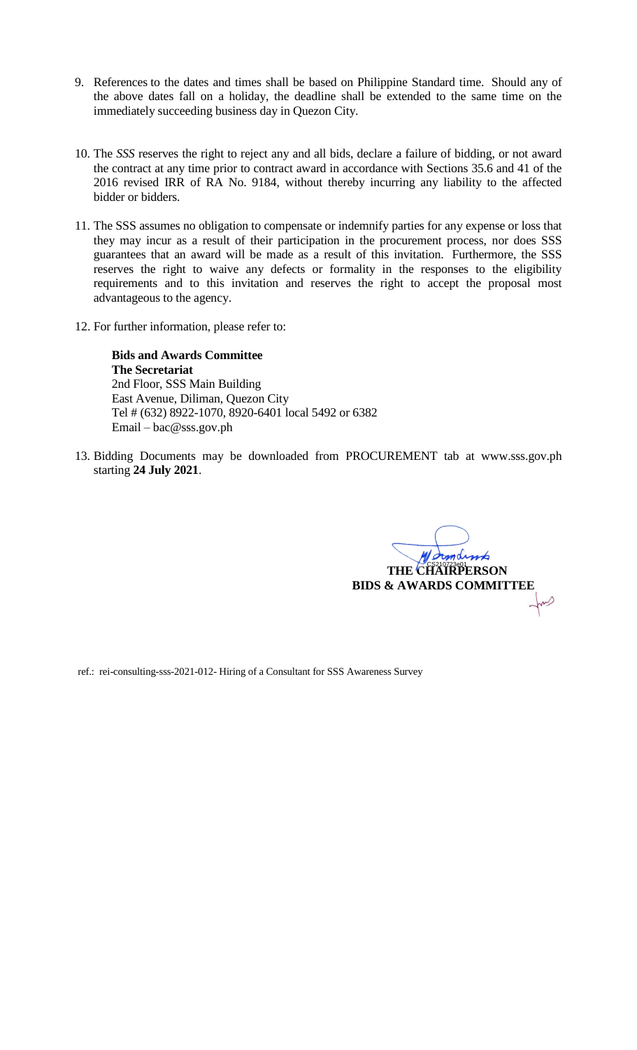9. References to the dates and times shall be based on Philippine Standard time. Should any of the above dates fall on a holiday, the deadline shall be extended to the same time on the immediately succeeding business day in Quezon City.

10. The *SSS* reserves the right to reject any and all bids, declare a failure of bidding, or not award the contract at any time prior to contract award in accordance with Sections 35.6 and 41 of the 2016 revised IRR of RA No. 9184, without thereby incurring any liability to the affected bidder or bidders.

11. The SSS assumes no obligation to compensate or indemnify parties for any expense or loss that they may incur as a result of their participation in the procurement process, nor does SSS guarantees that an award will be made as a result of this invitation. Furthermore, the SSS reserves the right to waive any defects or formality in the responses to the eligibility requirements and to this invitation and reserves the right to accept the proposal most advantageous to the agency.

12. For further information, please refer to:

    **Bids and Awards Committee**
    **The Secretariat**
    2nd Floor, SSS Main Building
    East Avenue, Diliman, Quezon City
    Tel # (632) 8922-1070, 8920-6401 local 5492 or 6382
    Email – bac@sss.gov.ph

13. Bidding Documents may be downloaded from PROCUREMENT tab at www.sss.gov.ph starting **24 July 2021**.

CS210723e01

**THE CHAIRPERSON**
**BIDS & AWARDS COMMITTEE**

ref.: rei-consulting-sss-2021-012- Hiring of a Consultant for SSS Awareness Survey